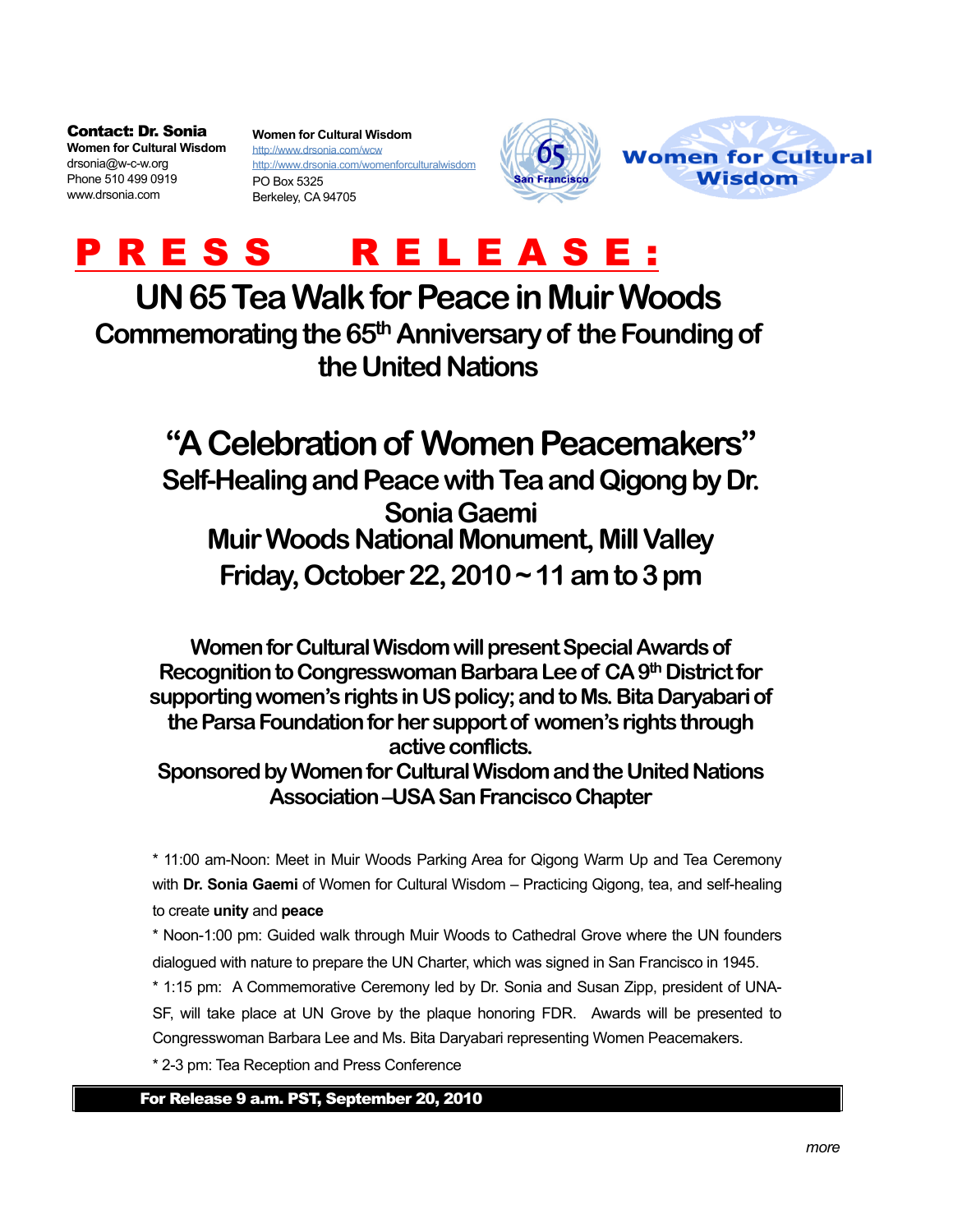**Contact: Dr. Sonia**
**Women for Cultural Wisdom**
drsonia@w-c-w.org
Phone 510 499 0919
www.drsonia.com

**Women for Cultural Wisdom**
http://www.drsonia.com/wcw
http://www.drsonia.com/womenforculturalwisdom
PO Box 5325
Berkeley, CA 94705

65 San Francisco

Women for Cultural Wisdom

# PRESS RELEASE:

## UN 65 Tea Walk for Peace in Muir Woods

### Commemorating the 65th Anniversary of the Founding of the United Nations

## "A Celebration of Women Peacemakers"

### Self-Healing and Peace with Tea and Qigong by Dr. Sonia Gaemi

### Muir Woods National Monument, Mill Valley

### Friday, October 22, 2010 ~ 11 am to 3 pm

**Women for Cultural Wisdom will present Special Awards of Recognition to Congresswoman Barbara Lee of CA 9th District for supporting women's rights in US policy; and to Ms. Bita Daryabari of the Parsa Foundation for her support of women's rights through active conflicts.**

**Sponsored by Women for Cultural Wisdom and the United Nations Association –USA San Francisco Chapter**

* 11:00 am-Noon: Meet in Muir Woods Parking Area for Qigong Warm Up and Tea Ceremony with **Dr. Sonia Gaemi** of Women for Cultural Wisdom – Practicing Qigong, tea, and self-healing to create **unity** and **peace**
* Noon-1:00 pm: Guided walk through Muir Woods to Cathedral Grove where the UN founders dialogued with nature to prepare the UN Charter, which was signed in San Francisco in 1945.
* 1:15 pm: A Commemorative Ceremony led by Dr. Sonia and Susan Zipp, president of UNA-SF, will take place at UN Grove by the plaque honoring FDR. Awards will be presented to Congresswoman Barbara Lee and Ms. Bita Daryabari representing Women Peacemakers.
* 2-3 pm: Tea Reception and Press Conference

**For Release 9 a.m. PST, September 20, 2010**

*more*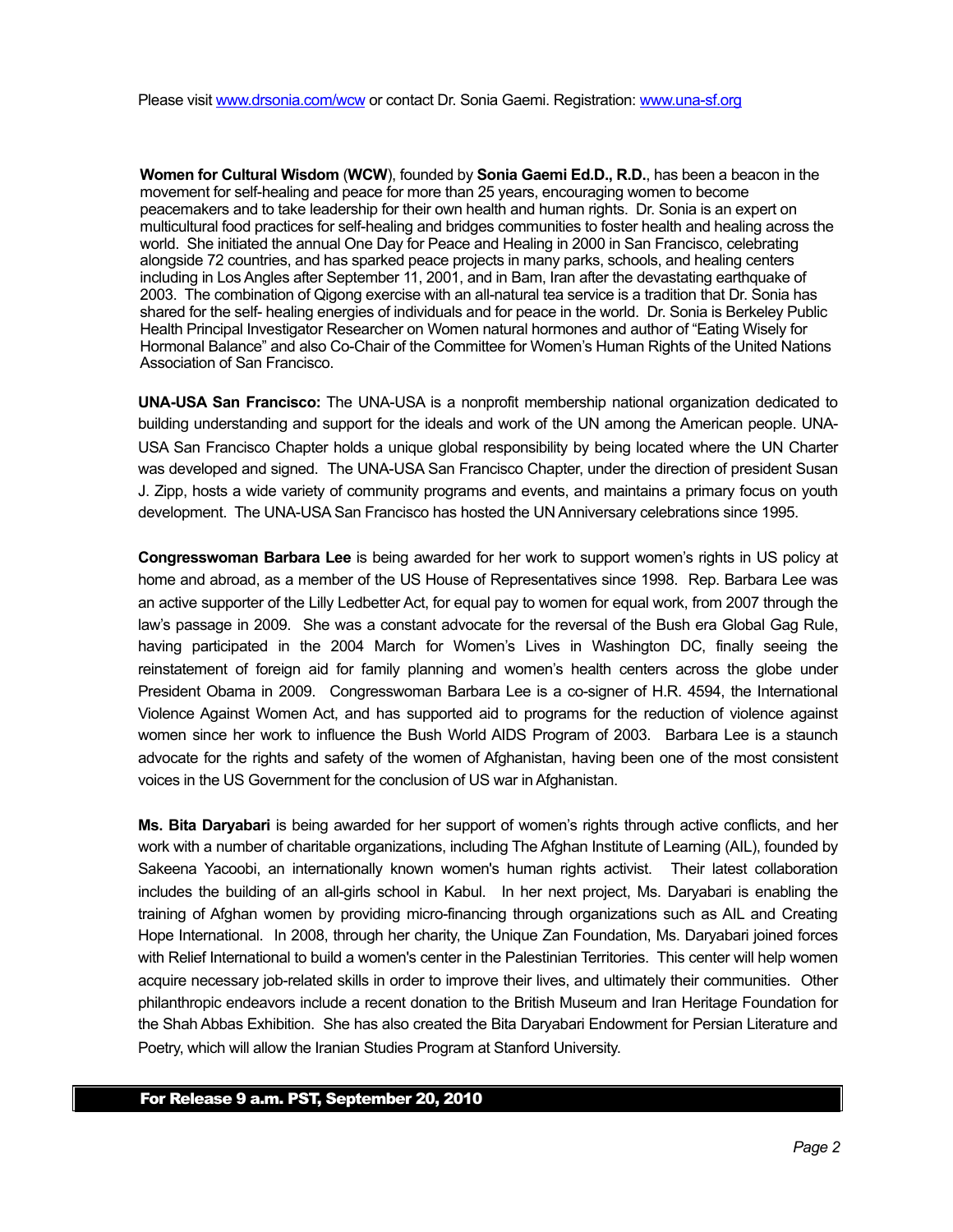Please visit www.drsonia.com/wcw or contact Dr. Sonia Gaemi. Registration: www.una-sf.org

**Women for Cultural Wisdom** (**WCW**), founded by **Sonia Gaemi Ed.D., R.D.**, has been a beacon in the movement for self-healing and peace for more than 25 years, encouraging women to become peacemakers and to take leadership for their own health and human rights. Dr. Sonia is an expert on multicultural food practices for self-healing and bridges communities to foster health and healing across the world. She initiated the annual One Day for Peace and Healing in 2000 in San Francisco, celebrating alongside 72 countries, and has sparked peace projects in many parks, schools, and healing centers including in Los Angles after September 11, 2001, and in Bam, Iran after the devastating earthquake of 2003. The combination of Qigong exercise with an all-natural tea service is a tradition that Dr. Sonia has shared for the self- healing energies of individuals and for peace in the world. Dr. Sonia is Berkeley Public Health Principal Investigator Researcher on Women natural hormones and author of "Eating Wisely for Hormonal Balance" and also Co-Chair of the Committee for Women's Human Rights of the United Nations Association of San Francisco.

**UNA-USA San Francisco:** The UNA-USA is a nonprofit membership national organization dedicated to building understanding and support for the ideals and work of the UN among the American people. UNA-USA San Francisco Chapter holds a unique global responsibility by being located where the UN Charter was developed and signed. The UNA-USA San Francisco Chapter, under the direction of president Susan J. Zipp, hosts a wide variety of community programs and events, and maintains a primary focus on youth development. The UNA-USA San Francisco has hosted the UN Anniversary celebrations since 1995.

**Congresswoman Barbara Lee** is being awarded for her work to support women's rights in US policy at home and abroad, as a member of the US House of Representatives since 1998. Rep. Barbara Lee was an active supporter of the Lilly Ledbetter Act, for equal pay to women for equal work, from 2007 through the law's passage in 2009. She was a constant advocate for the reversal of the Bush era Global Gag Rule, having participated in the 2004 March for Women's Lives in Washington DC, finally seeing the reinstatement of foreign aid for family planning and women's health centers across the globe under President Obama in 2009. Congresswoman Barbara Lee is a co-signer of H.R. 4594, the International Violence Against Women Act, and has supported aid to programs for the reduction of violence against women since her work to influence the Bush World AIDS Program of 2003. Barbara Lee is a staunch advocate for the rights and safety of the women of Afghanistan, having been one of the most consistent voices in the US Government for the conclusion of US war in Afghanistan.

**Ms. Bita Daryabari** is being awarded for her support of women's rights through active conflicts, and her work with a number of charitable organizations, including The Afghan Institute of Learning (AIL), founded by Sakeena Yacoobi, an internationally known women's human rights activist. Their latest collaboration includes the building of an all-girls school in Kabul. In her next project, Ms. Daryabari is enabling the training of Afghan women by providing micro-financing through organizations such as AIL and Creating Hope International. In 2008, through her charity, the Unique Zan Foundation, Ms. Daryabari joined forces with Relief International to build a women's center in the Palestinian Territories. This center will help women acquire necessary job-related skills in order to improve their lives, and ultimately their communities. Other philanthropic endeavors include a recent donation to the British Museum and Iran Heritage Foundation for the Shah Abbas Exhibition. She has also created the Bita Daryabari Endowment for Persian Literature and Poetry, which will allow the Iranian Studies Program at Stanford University.

**For Release 9 a.m. PST, September 20, 2010**